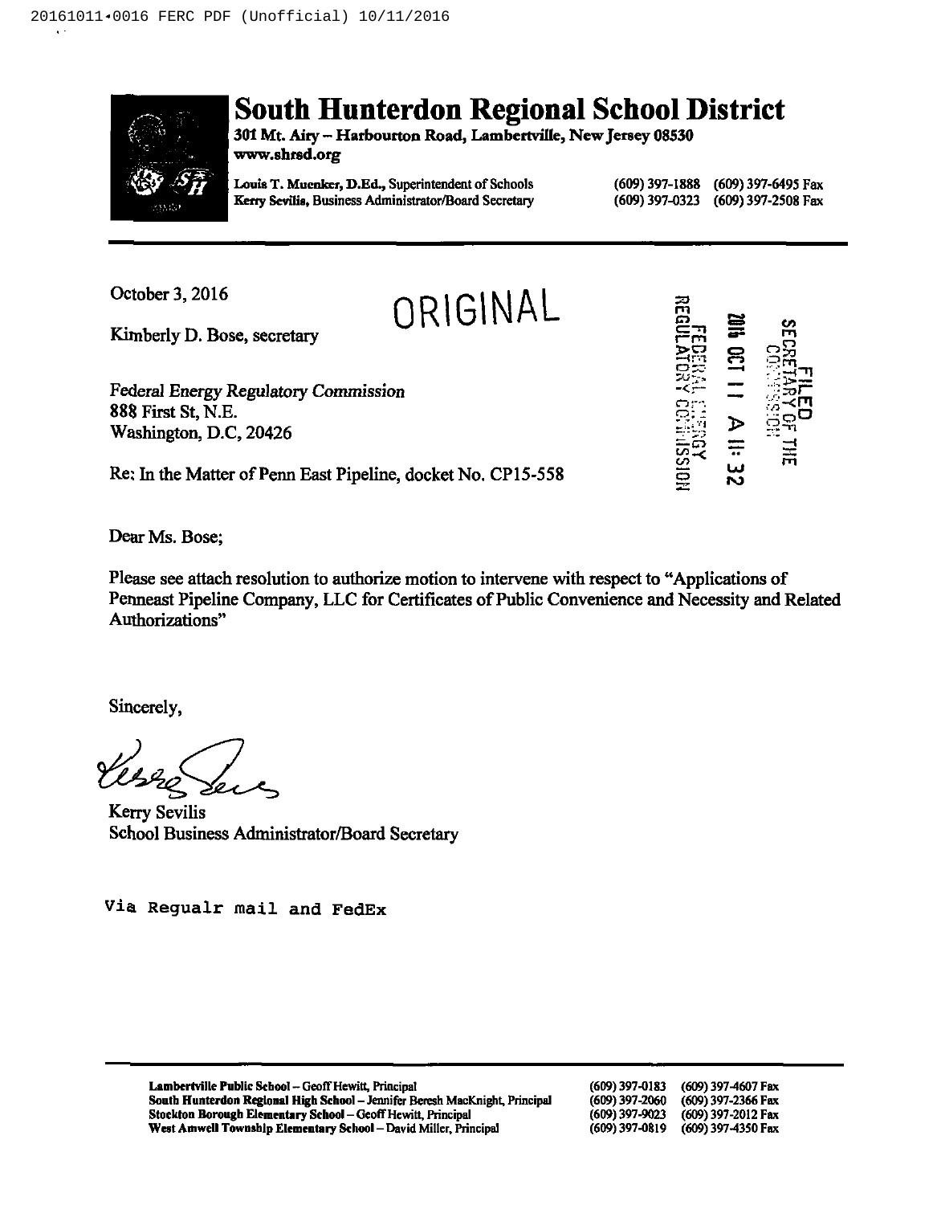# South Hunterdon Regional School District

**301 Mt. Airy – Harbourton Road, Lambertville, New Jersey 08530**
**www.shrsd.org**

**Louis T. Muenker, D.Ed.,** Superintendent of Schools — (609) 397-1888 (609) 397-6495 Fax
**Kerry Sevilis,** Business Administrator/Board Secretary — (609) 397-0323 (609) 397-2508 Fax

---

October 3, 2016

ORIGINAL

FILED
SECRETARY OF THE COMMISSION
2016 OCT 11 A 11: 32
FEDERAL ENERGY REGULATORY COMMISSION

Kimberly D. Bose, secretary

*Federal Energy Regulatory Commission*
888 First St, N.E.
Washington, D.C, 20426

Re: In the Matter of Penn East Pipeline, docket No. CP15-558

Dear Ms. Bose;

Please see attach resolution to authorize motion to intervene with respect to "Applications of Penneast Pipeline Company, LLC for Certificates of Public Convenience and Necessity and Related Authorizations"

Sincerely,

Kerry Sevilis
School Business Administrator/Board Secretary

Via Regualr mail and FedEx

---

**Lambertville Public School** – Geoff Hewitt, Principal — (609) 397-0183 (609) 397-4607 Fax
**South Hunterdon Regional High School** – Jennifer Beresh MacKnight, Principal — (609) 397-2060 (609) 397-2366 Fax
**Stockton Borough Elementary School** – Geoff Hewitt, Principal — (609) 397-9023 (609) 397-2012 Fax
**West Amwell Township Elementary School** – David Miller, Principal — (609) 397-0819 (609) 397-4350 Fax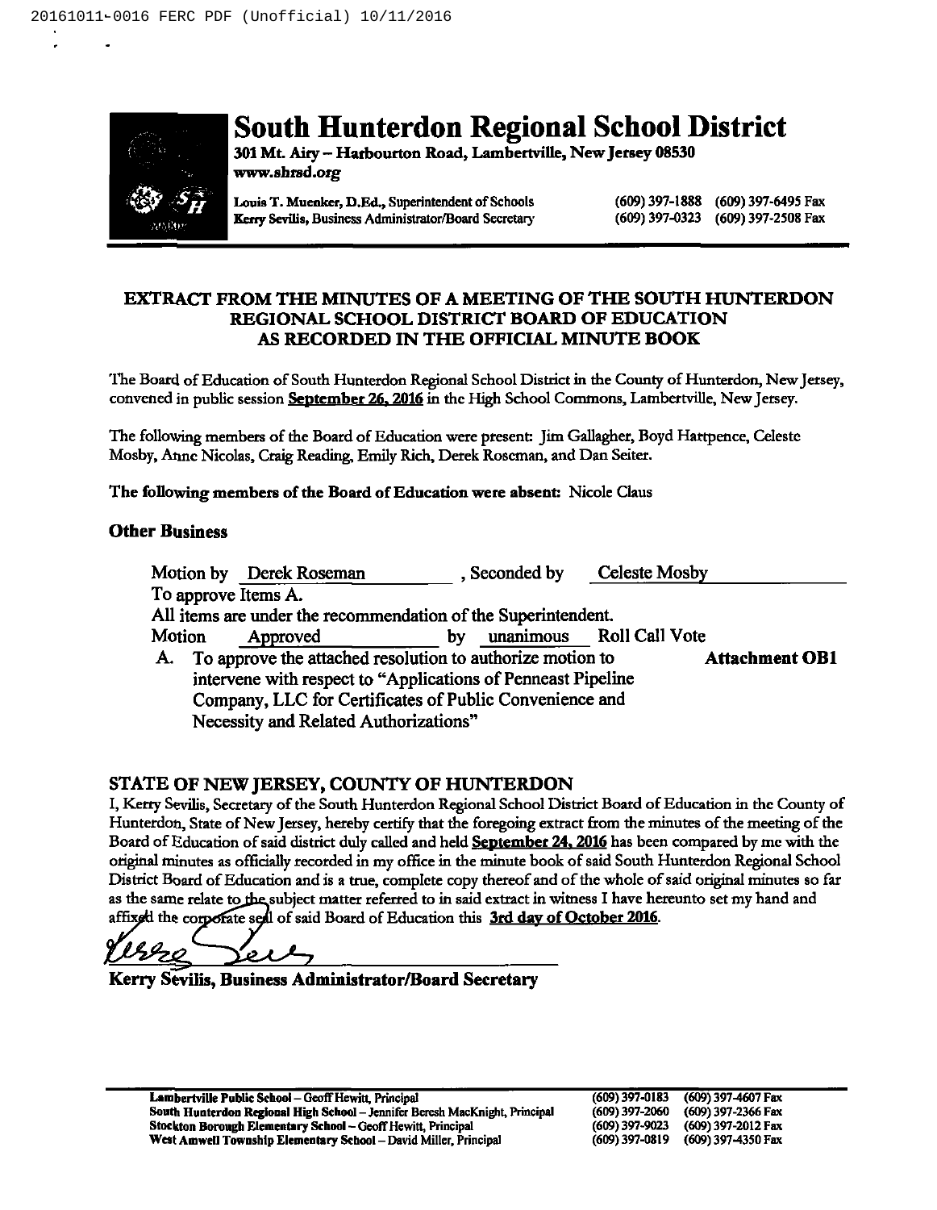# South Hunterdon Regional School District

**301 Mt. Airy – Harbourton Road, Lambertville, New Jersey 08530**
**www.shrsd.org**

**Louis T. Muenker, D.Ed., Superintendent of Schools** (609) 397-1888 (609) 397-6495 Fax
**Kerry Sevilis, Business Administrator/Board Secretary** (609) 397-0323 (609) 397-2508 Fax

## EXTRACT FROM THE MINUTES OF A MEETING OF THE SOUTH HUNTERDON REGIONAL SCHOOL DISTRICT BOARD OF EDUCATION AS RECORDED IN THE OFFICIAL MINUTE BOOK

The Board of Education of South Hunterdon Regional School District in the County of Hunterdon, New Jersey, convened in public session **September 26, 2016** in the High School Commons, Lambertville, New Jersey.

The following members of the Board of Education were present: Jim Gallagher, Boyd Hartpence, Celeste Mosby, Anne Nicolas, Craig Reading, Emily Rich, Derek Roseman, and Dan Seiter.

**The following members of the Board of Education were absent:** Nicole Claus

### Other Business

Motion by Derek Roseman, Seconded by Celeste Mosby
To approve Items A.
All items are under the recommendation of the Superintendent.
Motion Approved by unanimous Roll Call Vote

A. To approve the attached resolution to authorize motion to intervene with respect to "Applications of Penneast Pipeline Company, LLC for Certificates of Public Convenience and Necessity and Related Authorizations" **Attachment OB1**

### STATE OF NEW JERSEY, COUNTY OF HUNTERDON

I, Kerry Sevilis, Secretary of the South Hunterdon Regional School District Board of Education in the County of Hunterdon, State of New Jersey, hereby certify that the foregoing extract from the minutes of the meeting of the Board of Education of said district duly called and held **September 24, 2016** has been compared by me with the original minutes as officially recorded in my office in the minute book of said South Hunterdon Regional School District Board of Education and is a true, complete copy thereof and of the whole of said original minutes so far as the same relate to the subject matter referred to in said extract in witness I have hereunto set my hand and affixed the corporate seal of said Board of Education this **3rd day of October 2016**.

**Kerry Sevilis, Business Administrator/Board Secretary**

| | | |
|---|---|---|
| **Lambertville Public School** – Geoff Hewitt, Principal | (609) 397-0183 | (609) 397-4607 Fax |
| **South Hunterdon Regional High School** – Jennifer Beresh MacKnight, Principal | (609) 397-2060 | (609) 397-2366 Fax |
| **Stockton Borough Elementary School** – Geoff Hewitt, Principal | (609) 397-9023 | (609) 397-2012 Fax |
| **West Amwell Township Elementary School** – David Miller, Principal | (609) 397-0819 | (609) 397-4350 Fax |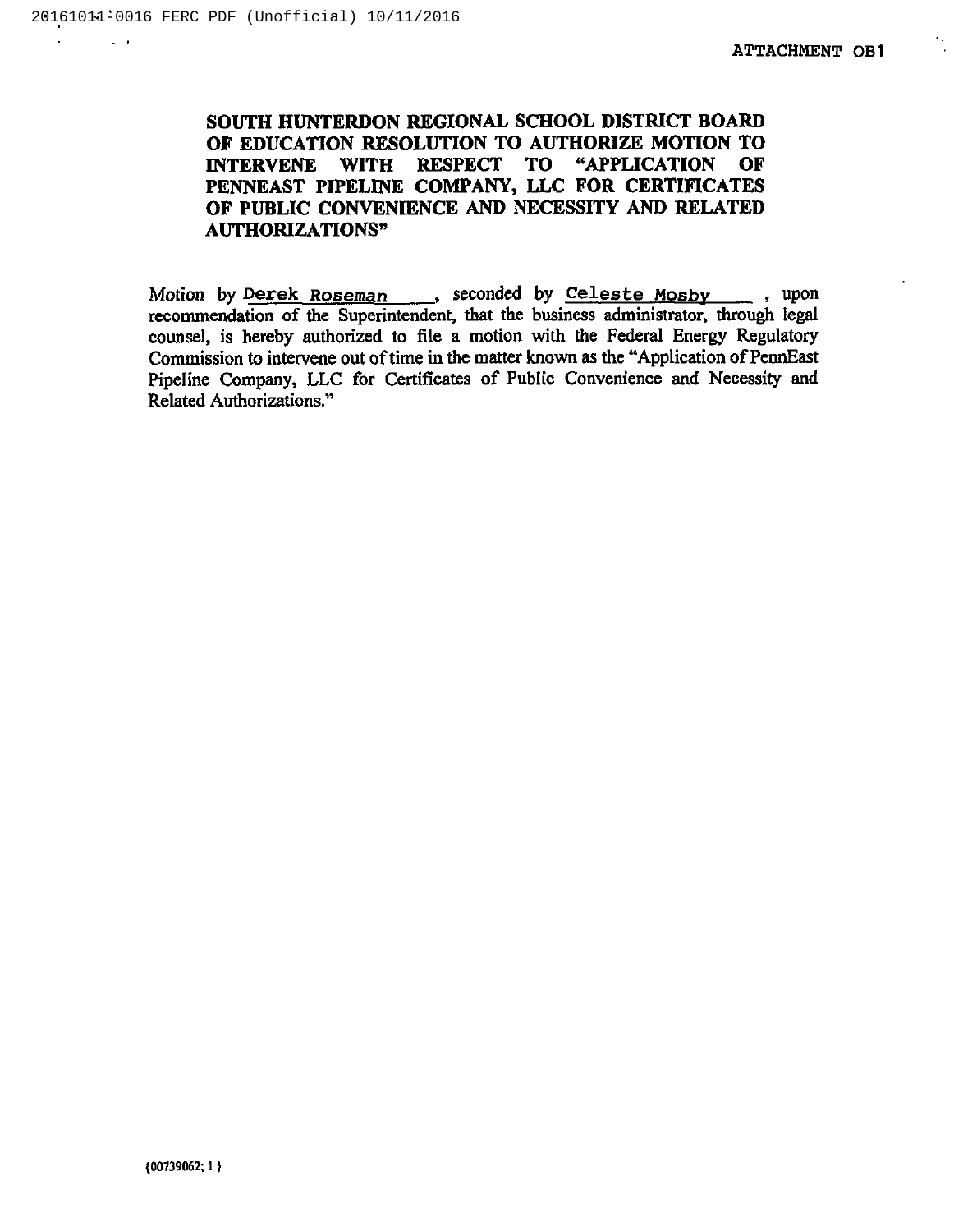ATTACHMENT OB1

**SOUTH HUNTERDON REGIONAL SCHOOL DISTRICT BOARD OF EDUCATION RESOLUTION TO AUTHORIZE MOTION TO INTERVENE WITH RESPECT TO "APPLICATION OF PENNEAST PIPELINE COMPANY, LLC FOR CERTIFICATES OF PUBLIC CONVENIENCE AND NECESSITY AND RELATED AUTHORIZATIONS"**

Motion by Derek Roseman, seconded by Celeste Mosby, upon recommendation of the Superintendent, that the business administrator, through legal counsel, is hereby authorized to file a motion with the Federal Energy Regulatory Commission to intervene out of time in the matter known as the "Application of PennEast Pipeline Company, LLC for Certificates of Public Convenience and Necessity and Related Authorizations."

{00739062; 1 }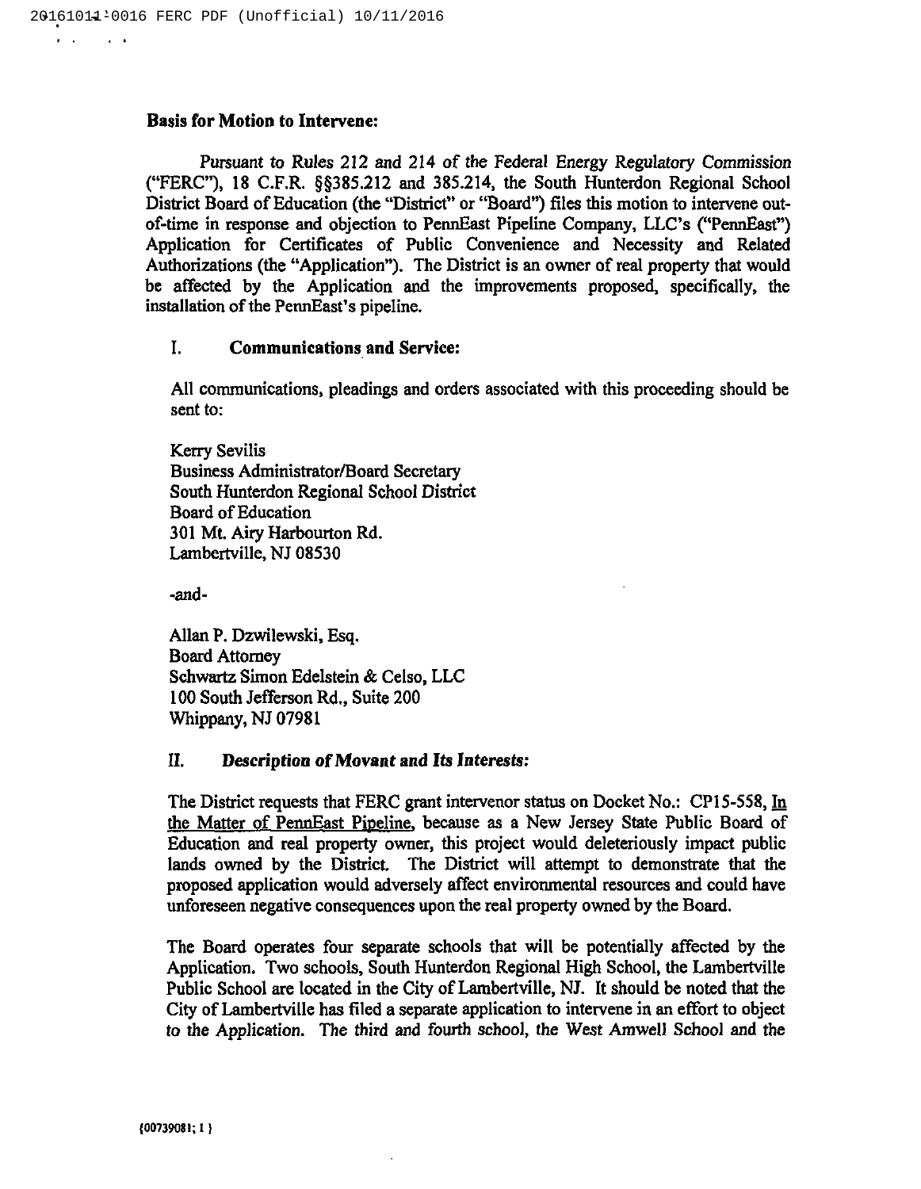**Basis for Motion to Intervene:**

Pursuant to Rules 212 and 214 of the Federal Energy Regulatory Commission ("FERC"), 18 C.F.R. §§385.212 and 385.214, the South Hunterdon Regional School District Board of Education (the "District" or "Board") files this motion to intervene out-of-time in response and objection to PennEast Pipeline Company, LLC's ("PennEast") Application for Certificates of Public Convenience and Necessity and Related Authorizations (the "Application"). The District is an owner of real property that would be affected by the Application and the improvements proposed, specifically, the installation of the PennEast's pipeline.

## I. Communications and Service:

All communications, pleadings and orders associated with this proceeding should be sent to:

Kerry Sevilis
Business Administrator/Board Secretary
South Hunterdon Regional School District
Board of Education
301 Mt. Airy Harbourton Rd.
Lambertville, NJ 08530

-and-

Allan P. Dzwilewski, Esq.
Board Attorney
Schwartz Simon Edelstein & Celso, LLC
100 South Jefferson Rd., Suite 200
Whippany, NJ 07981

## II. *Description of Movant and Its Interests:*

The District requests that FERC grant intervenor status on Docket No.: CP15-558, In the Matter of PennEast Pipeline, because as a New Jersey State Public Board of Education and real property owner, this project would deleteriously impact public lands owned by the District. The District will attempt to demonstrate that the proposed application would adversely affect environmental resources and could have unforeseen negative consequences upon the real property owned by the Board.

The Board operates four separate schools that will be potentially affected by the Application. Two schools, South Hunterdon Regional High School, the Lambertville Public School are located in the City of Lambertville, NJ. It should be noted that the City of Lambertville has filed a separate application to intervene in an effort to object to the Application. The third and fourth school, the West Amwell School and the

{00739081; 1 }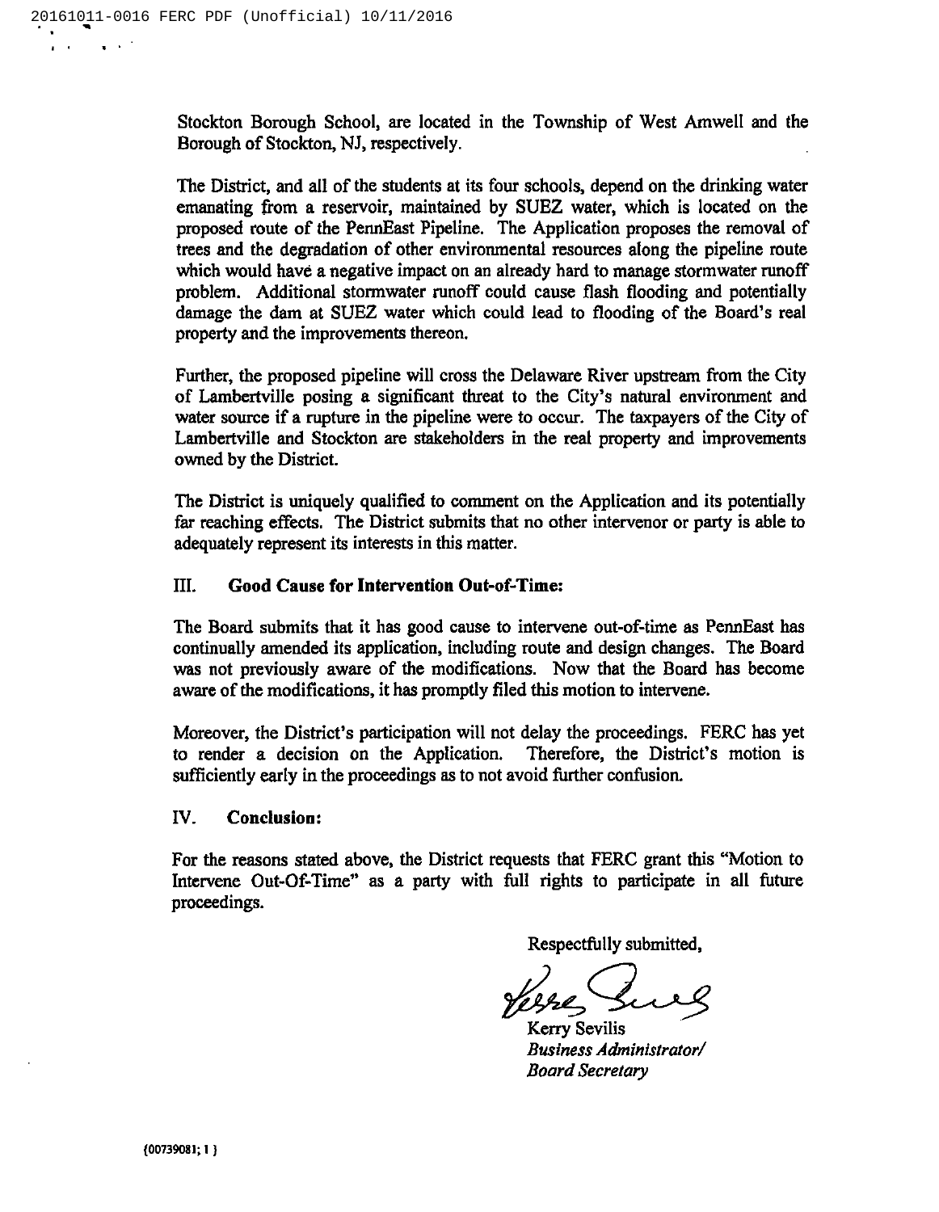Stockton Borough School, are located in the Township of West Amwell and the Borough of Stockton, NJ, respectively.

The District, and all of the students at its four schools, depend on the drinking water emanating from a reservoir, maintained by SUEZ water, which is located on the proposed route of the PennEast Pipeline. The Application proposes the removal of trees and the degradation of other environmental resources along the pipeline route which would have a negative impact on an already hard to manage stormwater runoff problem. Additional stormwater runoff could cause flash flooding and potentially damage the dam at SUEZ water which could lead to flooding of the Board's real property and the improvements thereon.

Further, the proposed pipeline will cross the Delaware River upstream from the City of Lambertville posing a significant threat to the City's natural environment and water source if a rupture in the pipeline were to occur. The taxpayers of the City of Lambertville and Stockton are stakeholders in the real property and improvements owned by the District.

The District is uniquely qualified to comment on the Application and its potentially far reaching effects. The District submits that no other intervenor or party is able to adequately represent its interests in this matter.

## III. Good Cause for Intervention Out-of-Time:

The Board submits that it has good cause to intervene out-of-time as PennEast has continually amended its application, including route and design changes. The Board was not previously aware of the modifications. Now that the Board has become aware of the modifications, it has promptly filed this motion to intervene.

Moreover, the District's participation will not delay the proceedings. FERC has yet to render a decision on the Application. Therefore, the District's motion is sufficiently early in the proceedings as to not avoid further confusion.

## IV. Conclusion:

For the reasons stated above, the District requests that FERC grant this "Motion to Intervene Out-Of-Time" as a party with full rights to participate in all future proceedings.

Respectfully submitted,

Kerry Sevilis
*Business Administrator/*
*Board Secretary*

{00739081; 1 }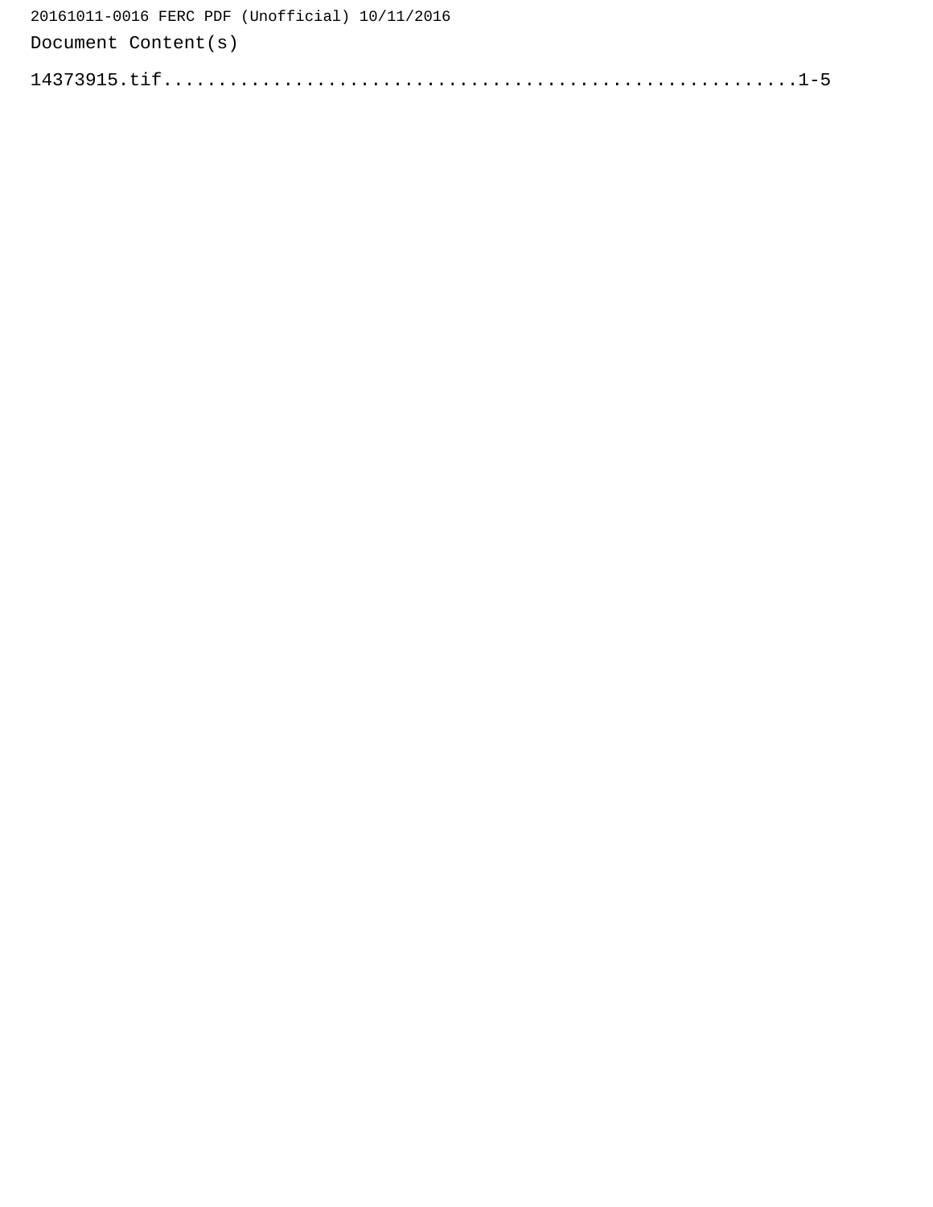Document Content(s)

14373915.tif......................................................1-5